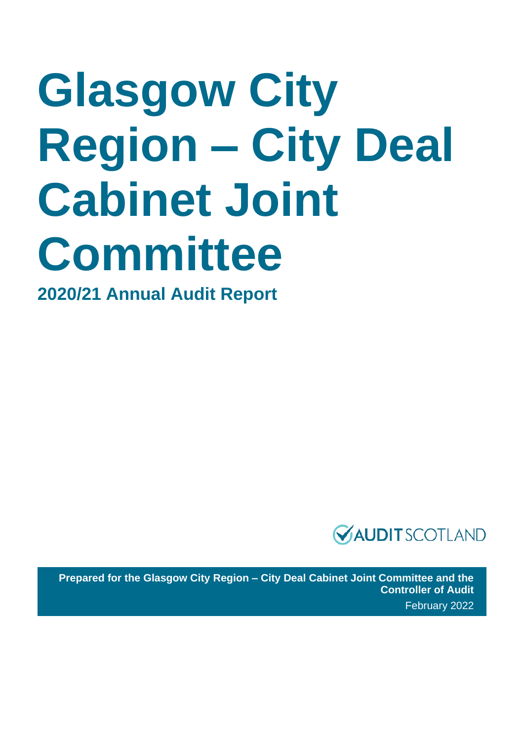# Glasgow City Region – City Deal Cabinet Joint Committee

## 2020/21 Annual Audit Report

AUDIT SCOTLAND

**Prepared for the Glasgow City Region – City Deal Cabinet Joint Committee and the Controller of Audit**

February 2022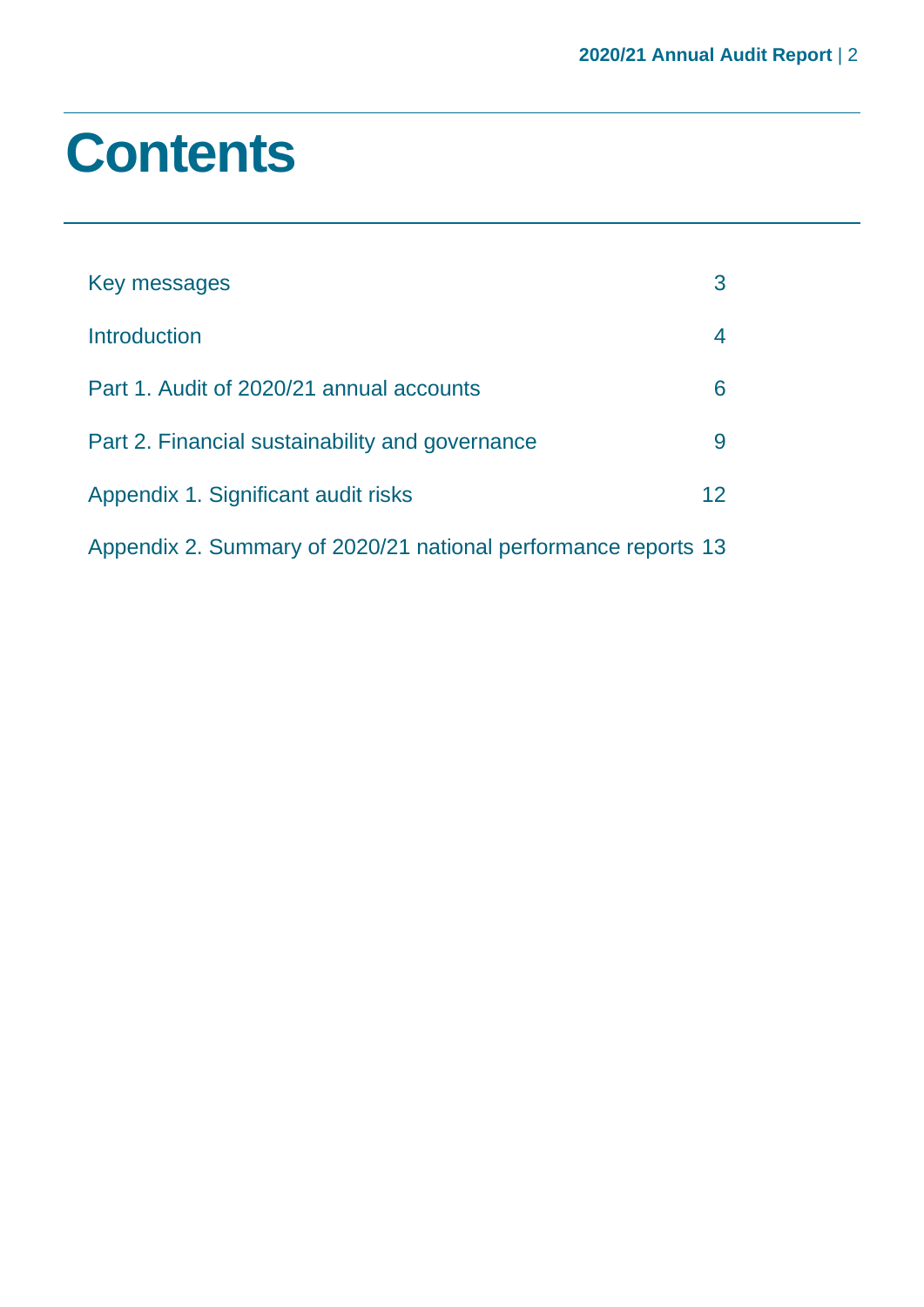# Contents

| | |
|---|---|
| Key messages | 3 |
| Introduction | 4 |
| Part 1. Audit of 2020/21 annual accounts | 6 |
| Part 2. Financial sustainability and governance | 9 |
| Appendix 1. Significant audit risks | 12 |
| Appendix 2. Summary of 2020/21 national performance reports | 13 |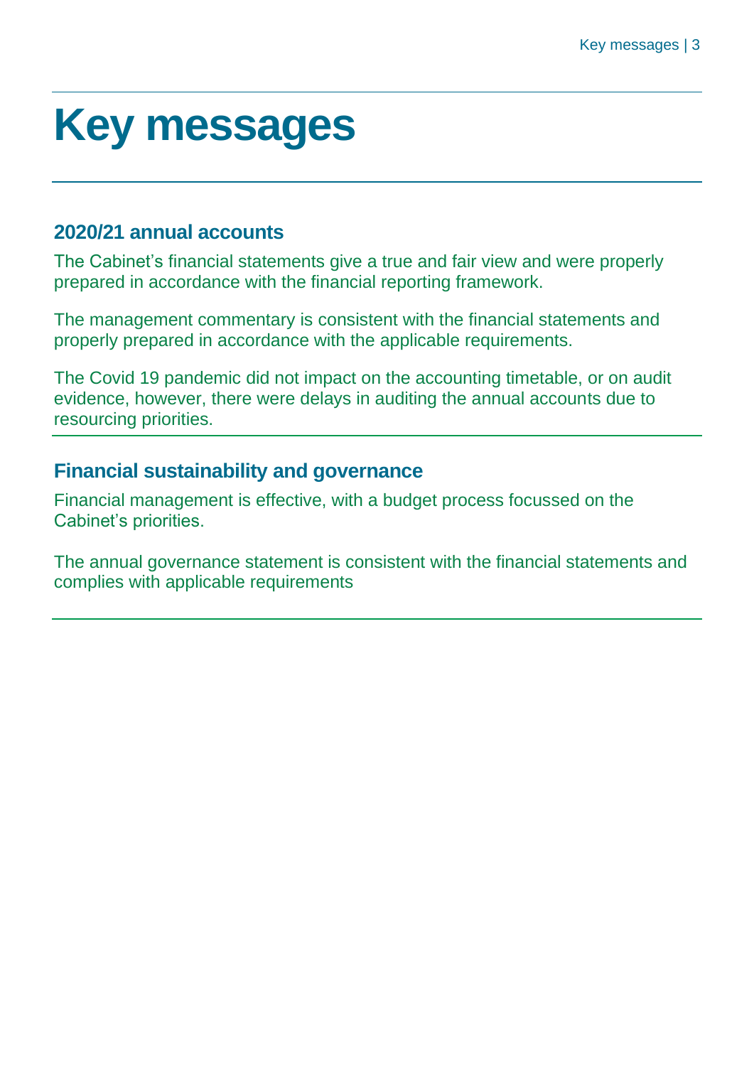# Key messages

## 2020/21 annual accounts

The Cabinet's financial statements give a true and fair view and were properly prepared in accordance with the financial reporting framework.

The management commentary is consistent with the financial statements and properly prepared in accordance with the applicable requirements.

The Covid 19 pandemic did not impact on the accounting timetable, or on audit evidence, however, there were delays in auditing the annual accounts due to resourcing priorities.

## Financial sustainability and governance

Financial management is effective, with a budget process focussed on the Cabinet's priorities.

The annual governance statement is consistent with the financial statements and complies with applicable requirements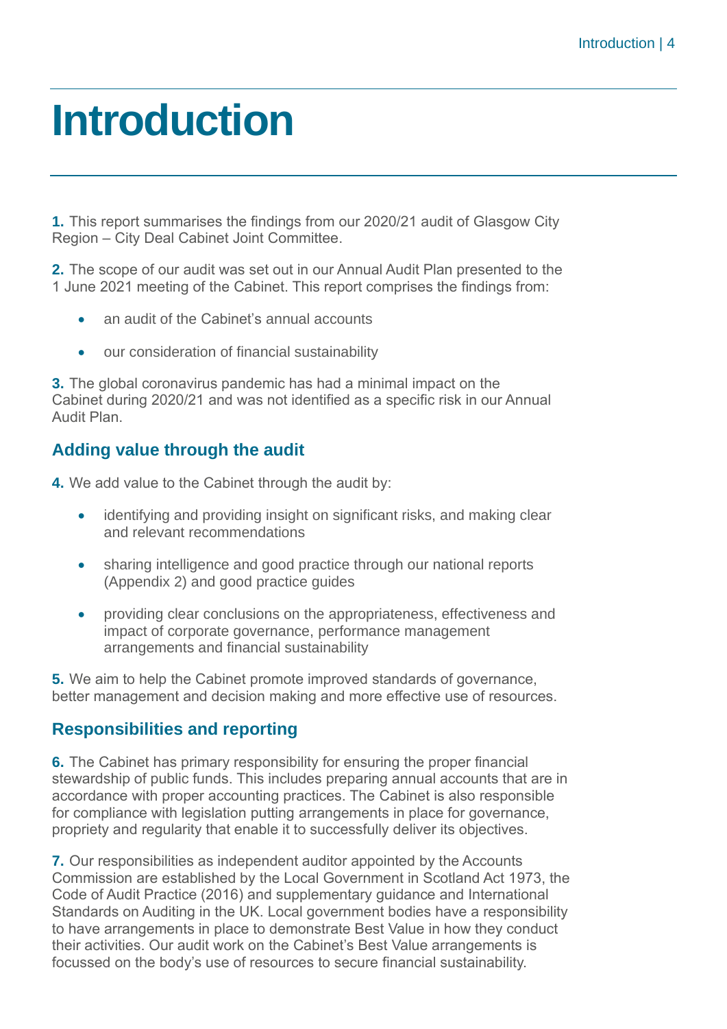# Introduction

**1.** This report summarises the findings from our 2020/21 audit of Glasgow City Region – City Deal Cabinet Joint Committee.

**2.** The scope of our audit was set out in our Annual Audit Plan presented to the 1 June 2021 meeting of the Cabinet. This report comprises the findings from:

- an audit of the Cabinet's annual accounts
- our consideration of financial sustainability

**3.** The global coronavirus pandemic has had a minimal impact on the Cabinet during 2020/21 and was not identified as a specific risk in our Annual Audit Plan.

## Adding value through the audit

**4.** We add value to the Cabinet through the audit by:

- identifying and providing insight on significant risks, and making clear and relevant recommendations
- sharing intelligence and good practice through our national reports (Appendix 2) and good practice guides
- providing clear conclusions on the appropriateness, effectiveness and impact of corporate governance, performance management arrangements and financial sustainability

**5.** We aim to help the Cabinet promote improved standards of governance, better management and decision making and more effective use of resources.

## Responsibilities and reporting

**6.** The Cabinet has primary responsibility for ensuring the proper financial stewardship of public funds. This includes preparing annual accounts that are in accordance with proper accounting practices. The Cabinet is also responsible for compliance with legislation putting arrangements in place for governance, propriety and regularity that enable it to successfully deliver its objectives.

**7.** Our responsibilities as independent auditor appointed by the Accounts Commission are established by the Local Government in Scotland Act 1973, the Code of Audit Practice (2016) and supplementary guidance and International Standards on Auditing in the UK. Local government bodies have a responsibility to have arrangements in place to demonstrate Best Value in how they conduct their activities. Our audit work on the Cabinet's Best Value arrangements is focussed on the body's use of resources to secure financial sustainability.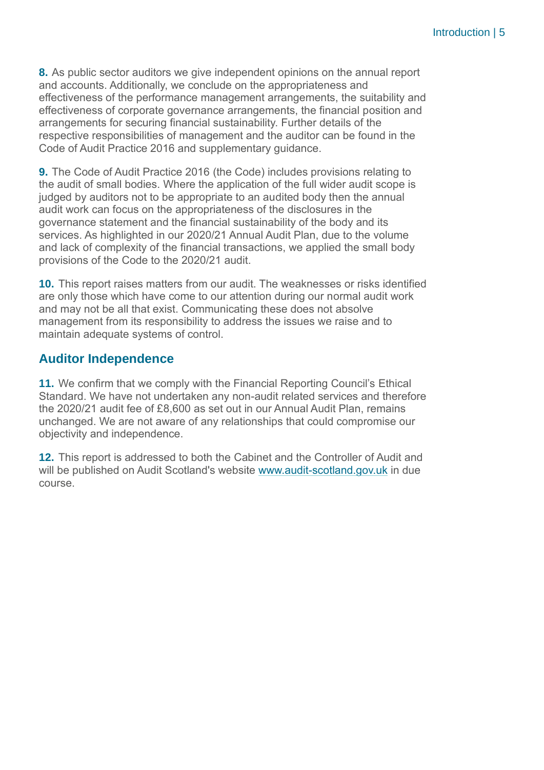**8.** As public sector auditors we give independent opinions on the annual report and accounts. Additionally, we conclude on the appropriateness and effectiveness of the performance management arrangements, the suitability and effectiveness of corporate governance arrangements, the financial position and arrangements for securing financial sustainability. Further details of the respective responsibilities of management and the auditor can be found in the Code of Audit Practice 2016 and supplementary guidance.

**9.** The Code of Audit Practice 2016 (the Code) includes provisions relating to the audit of small bodies. Where the application of the full wider audit scope is judged by auditors not to be appropriate to an audited body then the annual audit work can focus on the appropriateness of the disclosures in the governance statement and the financial sustainability of the body and its services. As highlighted in our 2020/21 Annual Audit Plan, due to the volume and lack of complexity of the financial transactions, we applied the small body provisions of the Code to the 2020/21 audit.

**10.** This report raises matters from our audit. The weaknesses or risks identified are only those which have come to our attention during our normal audit work and may not be all that exist. Communicating these does not absolve management from its responsibility to address the issues we raise and to maintain adequate systems of control.

## Auditor Independence

**11.** We confirm that we comply with the Financial Reporting Council's Ethical Standard. We have not undertaken any non-audit related services and therefore the 2020/21 audit fee of £8,600 as set out in our Annual Audit Plan, remains unchanged. We are not aware of any relationships that could compromise our objectivity and independence.

**12.** This report is addressed to both the Cabinet and the Controller of Audit and will be published on Audit Scotland's website [www.audit-scotland.gov.uk](http://www.audit-scotland.gov.uk) in due course.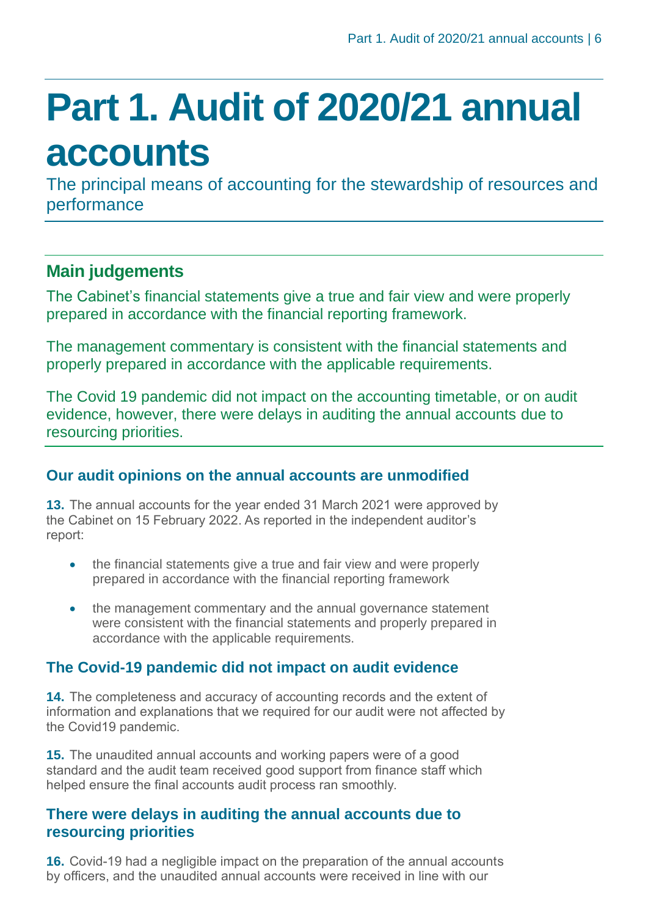# Part 1. Audit of 2020/21 annual accounts

The principal means of accounting for the stewardship of resources and performance

## Main judgements

The Cabinet's financial statements give a true and fair view and were properly prepared in accordance with the financial reporting framework.

The management commentary is consistent with the financial statements and properly prepared in accordance with the applicable requirements.

The Covid 19 pandemic did not impact on the accounting timetable, or on audit evidence, however, there were delays in auditing the annual accounts due to resourcing priorities.

### Our audit opinions on the annual accounts are unmodified

**13.** The annual accounts for the year ended 31 March 2021 were approved by the Cabinet on 15 February 2022. As reported in the independent auditor's report:

- the financial statements give a true and fair view and were properly prepared in accordance with the financial reporting framework
- the management commentary and the annual governance statement were consistent with the financial statements and properly prepared in accordance with the applicable requirements.

### The Covid-19 pandemic did not impact on audit evidence

**14.** The completeness and accuracy of accounting records and the extent of information and explanations that we required for our audit were not affected by the Covid19 pandemic.

**15.** The unaudited annual accounts and working papers were of a good standard and the audit team received good support from finance staff which helped ensure the final accounts audit process ran smoothly.

### There were delays in auditing the annual accounts due to resourcing priorities

**16.** Covid-19 had a negligible impact on the preparation of the annual accounts by officers, and the unaudited annual accounts were received in line with our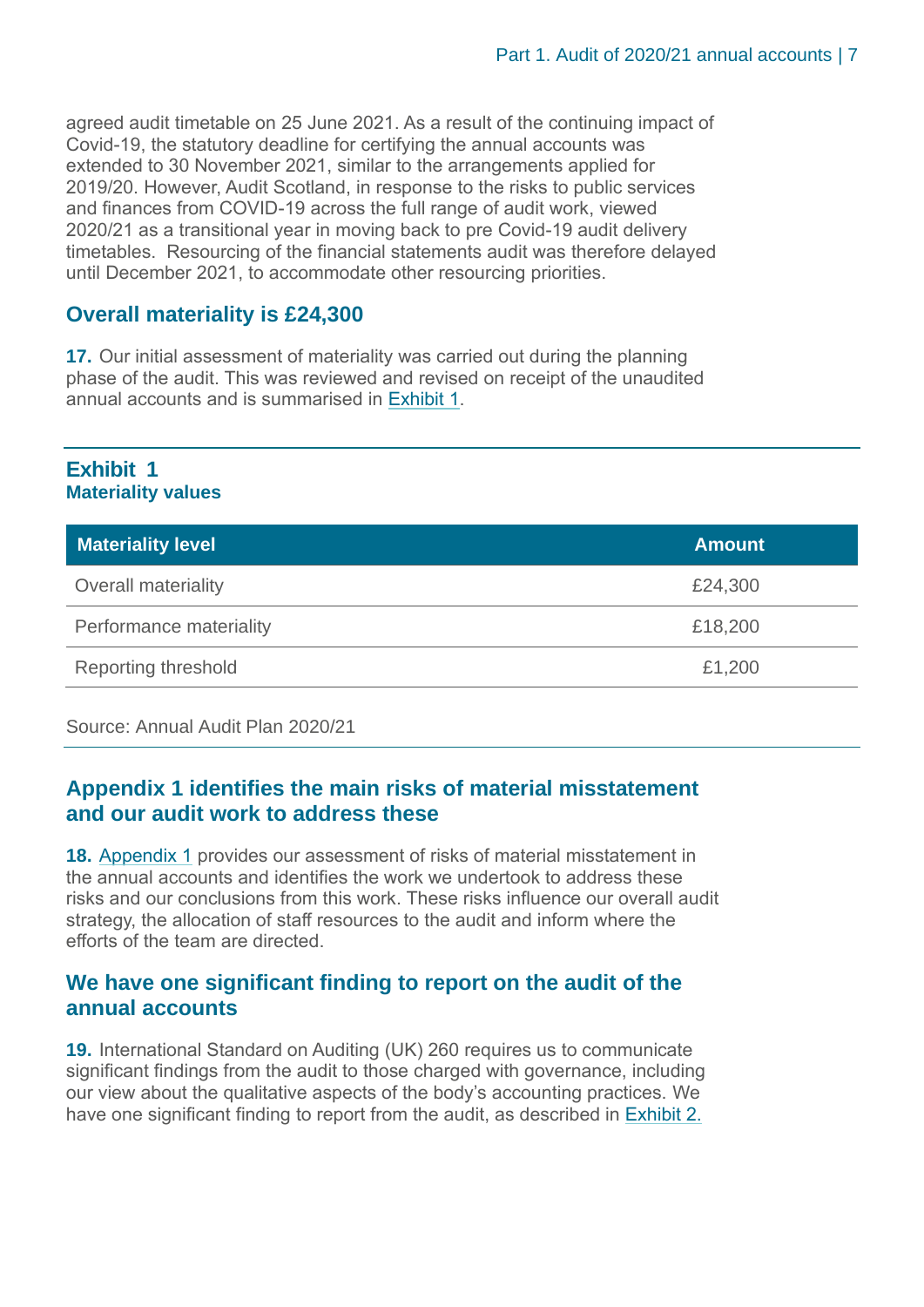agreed audit timetable on 25 June 2021. As a result of the continuing impact of Covid-19, the statutory deadline for certifying the annual accounts was extended to 30 November 2021, similar to the arrangements applied for 2019/20. However, Audit Scotland, in response to the risks to public services and finances from COVID-19 across the full range of audit work, viewed 2020/21 as a transitional year in moving back to pre Covid-19 audit delivery timetables. Resourcing of the financial statements audit was therefore delayed until December 2021, to accommodate other resourcing priorities.

## Overall materiality is £24,300

**17.** Our initial assessment of materiality was carried out during the planning phase of the audit. This was reviewed and revised on receipt of the unaudited annual accounts and is summarised in Exhibit 1.

### Exhibit 1
**Materiality values**

| Materiality level | Amount |
| --- | --- |
| Overall materiality | £24,300 |
| Performance materiality | £18,200 |
| Reporting threshold | £1,200 |

Source: Annual Audit Plan 2020/21

## Appendix 1 identifies the main risks of material misstatement and our audit work to address these

**18.** Appendix 1 provides our assessment of risks of material misstatement in the annual accounts and identifies the work we undertook to address these risks and our conclusions from this work. These risks influence our overall audit strategy, the allocation of staff resources to the audit and inform where the efforts of the team are directed.

## We have one significant finding to report on the audit of the annual accounts

**19.** International Standard on Auditing (UK) 260 requires us to communicate significant findings from the audit to those charged with governance, including our view about the qualitative aspects of the body's accounting practices. We have one significant finding to report from the audit, as described in Exhibit 2.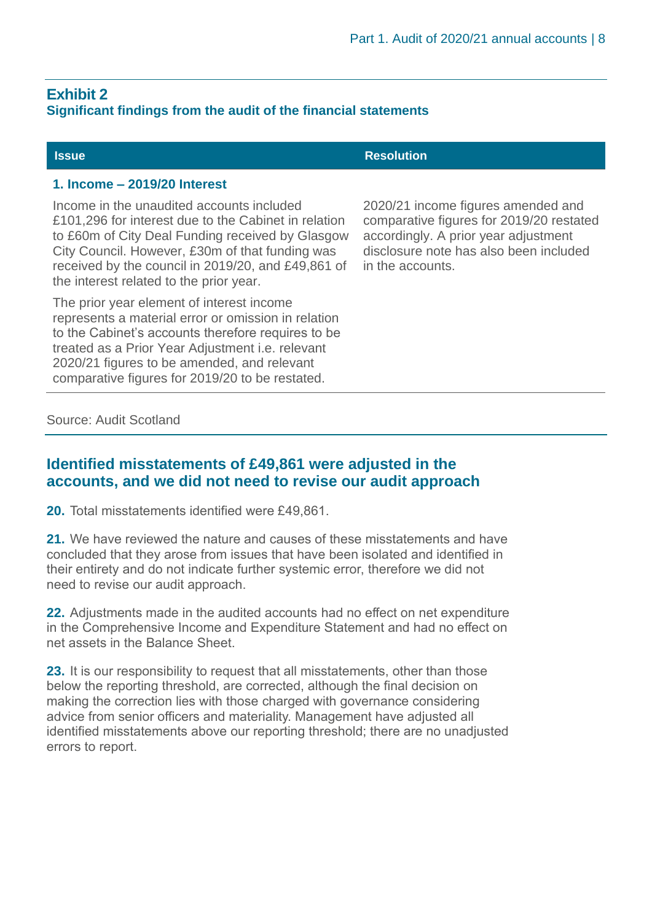## Exhibit 2
### Significant findings from the audit of the financial statements

| Issue | Resolution |
|---|---|
| **1. Income – 2019/20 Interest** | |
| Income in the unaudited accounts included £101,296 for interest due to the Cabinet in relation to £60m of City Deal Funding received by Glasgow City Council. However, £30m of that funding was received by the council in 2019/20, and £49,861 of the interest related to the prior year.<br><br>The prior year element of interest income represents a material error or omission in relation to the Cabinet's accounts therefore requires to be treated as a Prior Year Adjustment i.e. relevant 2020/21 figures to be amended, and relevant comparative figures for 2019/20 to be restated. | 2020/21 income figures amended and comparative figures for 2019/20 restated accordingly. A prior year adjustment disclosure note has also been included in the accounts. |

Source: Audit Scotland

## Identified misstatements of £49,861 were adjusted in the accounts, and we did not need to revise our audit approach

**20.** Total misstatements identified were £49,861.

**21.** We have reviewed the nature and causes of these misstatements and have concluded that they arose from issues that have been isolated and identified in their entirety and do not indicate further systemic error, therefore we did not need to revise our audit approach.

**22.** Adjustments made in the audited accounts had no effect on net expenditure in the Comprehensive Income and Expenditure Statement and had no effect on net assets in the Balance Sheet.

**23.** It is our responsibility to request that all misstatements, other than those below the reporting threshold, are corrected, although the final decision on making the correction lies with those charged with governance considering advice from senior officers and materiality. Management have adjusted all identified misstatements above our reporting threshold; there are no unadjusted errors to report.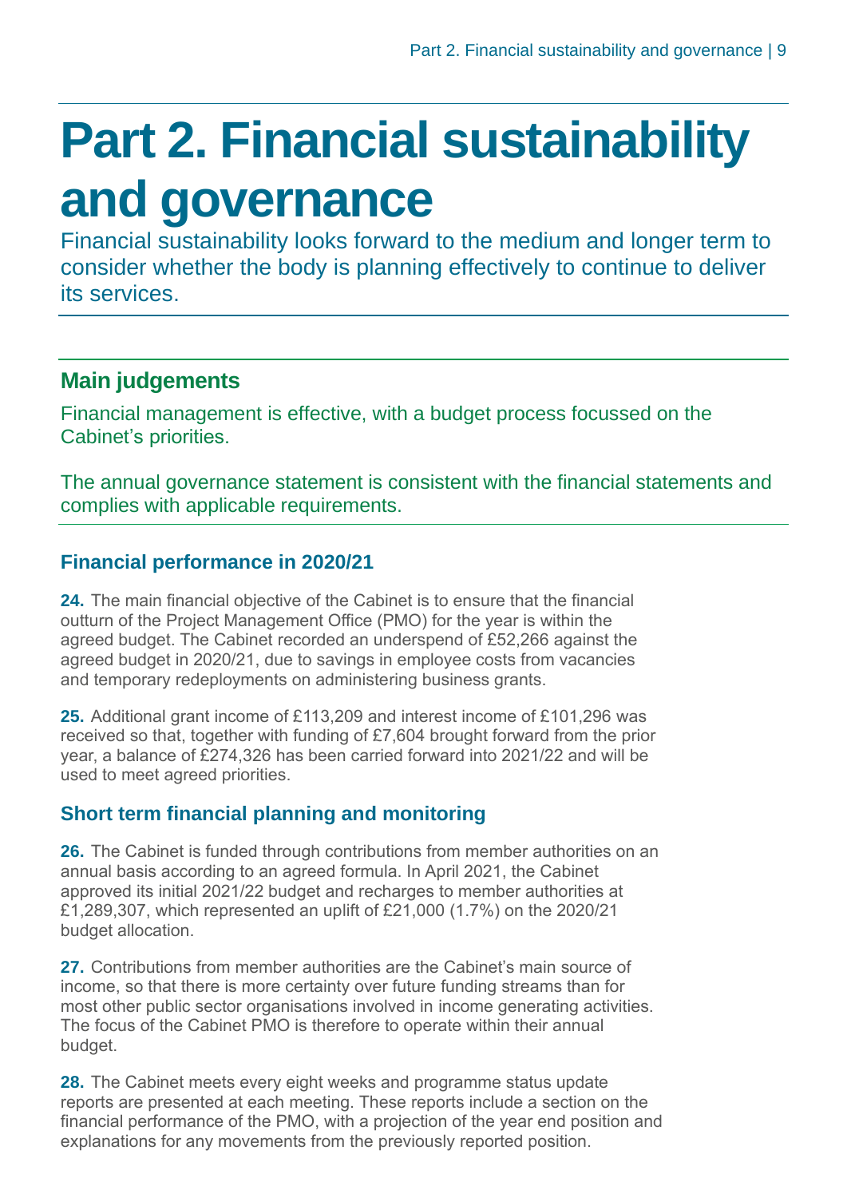# Part 2. Financial sustainability and governance

Financial sustainability looks forward to the medium and longer term to consider whether the body is planning effectively to continue to deliver its services.

## Main judgements

Financial management is effective, with a budget process focussed on the Cabinet's priorities.

The annual governance statement is consistent with the financial statements and complies with applicable requirements.

### Financial performance in 2020/21

**24.** The main financial objective of the Cabinet is to ensure that the financial outturn of the Project Management Office (PMO) for the year is within the agreed budget. The Cabinet recorded an underspend of £52,266 against the agreed budget in 2020/21, due to savings in employee costs from vacancies and temporary redeployments on administering business grants.

**25.** Additional grant income of £113,209 and interest income of £101,296 was received so that, together with funding of £7,604 brought forward from the prior year, a balance of £274,326 has been carried forward into 2021/22 and will be used to meet agreed priorities.

### Short term financial planning and monitoring

**26.** The Cabinet is funded through contributions from member authorities on an annual basis according to an agreed formula. In April 2021, the Cabinet approved its initial 2021/22 budget and recharges to member authorities at £1,289,307, which represented an uplift of £21,000 (1.7%) on the 2020/21 budget allocation.

**27.** Contributions from member authorities are the Cabinet's main source of income, so that there is more certainty over future funding streams than for most other public sector organisations involved in income generating activities. The focus of the Cabinet PMO is therefore to operate within their annual budget.

**28.** The Cabinet meets every eight weeks and programme status update reports are presented at each meeting. These reports include a section on the financial performance of the PMO, with a projection of the year end position and explanations for any movements from the previously reported position.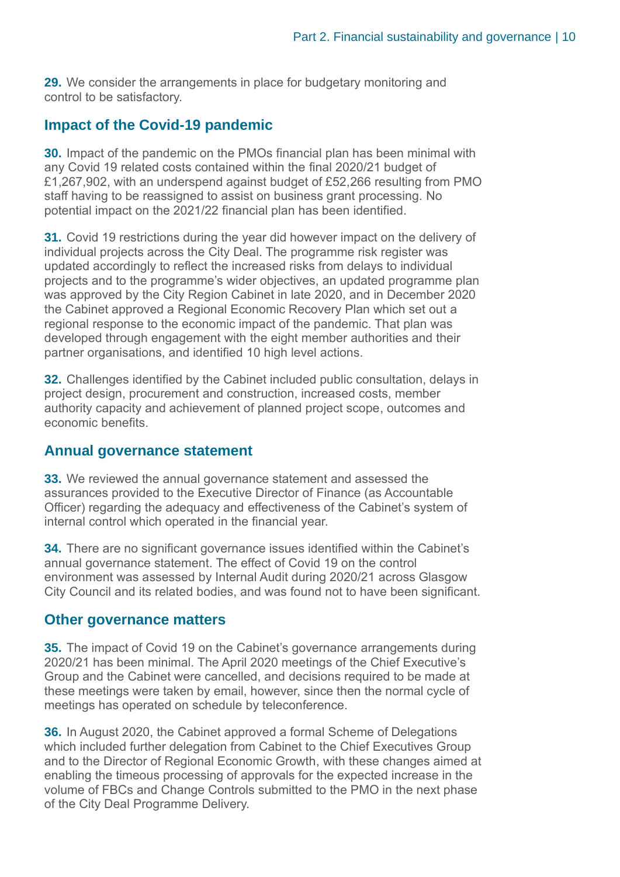**29.** We consider the arrangements in place for budgetary monitoring and control to be satisfactory.

## Impact of the Covid-19 pandemic

**30.** Impact of the pandemic on the PMOs financial plan has been minimal with any Covid 19 related costs contained within the final 2020/21 budget of £1,267,902, with an underspend against budget of £52,266 resulting from PMO staff having to be reassigned to assist on business grant processing. No potential impact on the 2021/22 financial plan has been identified.

**31.** Covid 19 restrictions during the year did however impact on the delivery of individual projects across the City Deal. The programme risk register was updated accordingly to reflect the increased risks from delays to individual projects and to the programme's wider objectives, an updated programme plan was approved by the City Region Cabinet in late 2020, and in December 2020 the Cabinet approved a Regional Economic Recovery Plan which set out a regional response to the economic impact of the pandemic. That plan was developed through engagement with the eight member authorities and their partner organisations, and identified 10 high level actions.

**32.** Challenges identified by the Cabinet included public consultation, delays in project design, procurement and construction, increased costs, member authority capacity and achievement of planned project scope, outcomes and economic benefits.

## Annual governance statement

**33.** We reviewed the annual governance statement and assessed the assurances provided to the Executive Director of Finance (as Accountable Officer) regarding the adequacy and effectiveness of the Cabinet's system of internal control which operated in the financial year.

**34.** There are no significant governance issues identified within the Cabinet's annual governance statement. The effect of Covid 19 on the control environment was assessed by Internal Audit during 2020/21 across Glasgow City Council and its related bodies, and was found not to have been significant.

## Other governance matters

**35.** The impact of Covid 19 on the Cabinet's governance arrangements during 2020/21 has been minimal. The April 2020 meetings of the Chief Executive's Group and the Cabinet were cancelled, and decisions required to be made at these meetings were taken by email, however, since then the normal cycle of meetings has operated on schedule by teleconference.

**36.** In August 2020, the Cabinet approved a formal Scheme of Delegations which included further delegation from Cabinet to the Chief Executives Group and to the Director of Regional Economic Growth, with these changes aimed at enabling the timeous processing of approvals for the expected increase in the volume of FBCs and Change Controls submitted to the PMO in the next phase of the City Deal Programme Delivery.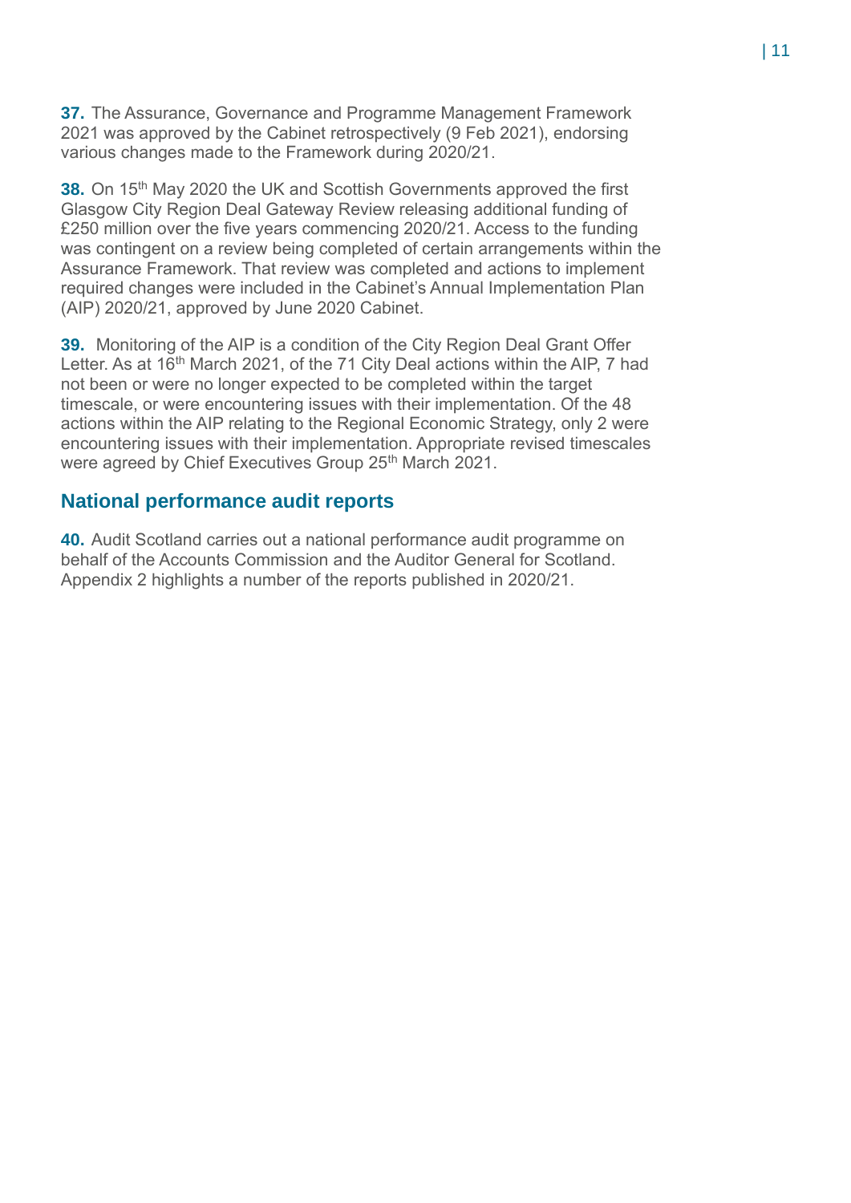**37.** The Assurance, Governance and Programme Management Framework 2021 was approved by the Cabinet retrospectively (9 Feb 2021), endorsing various changes made to the Framework during 2020/21.

**38.** On 15th May 2020 the UK and Scottish Governments approved the first Glasgow City Region Deal Gateway Review releasing additional funding of £250 million over the five years commencing 2020/21. Access to the funding was contingent on a review being completed of certain arrangements within the Assurance Framework. That review was completed and actions to implement required changes were included in the Cabinet's Annual Implementation Plan (AIP) 2020/21, approved by June 2020 Cabinet.

**39.** Monitoring of the AIP is a condition of the City Region Deal Grant Offer Letter. As at 16th March 2021, of the 71 City Deal actions within the AIP, 7 had not been or were no longer expected to be completed within the target timescale, or were encountering issues with their implementation. Of the 48 actions within the AIP relating to the Regional Economic Strategy, only 2 were encountering issues with their implementation. Appropriate revised timescales were agreed by Chief Executives Group 25th March 2021.

## National performance audit reports

**40.** Audit Scotland carries out a national performance audit programme on behalf of the Accounts Commission and the Auditor General for Scotland. Appendix 2 highlights a number of the reports published in 2020/21.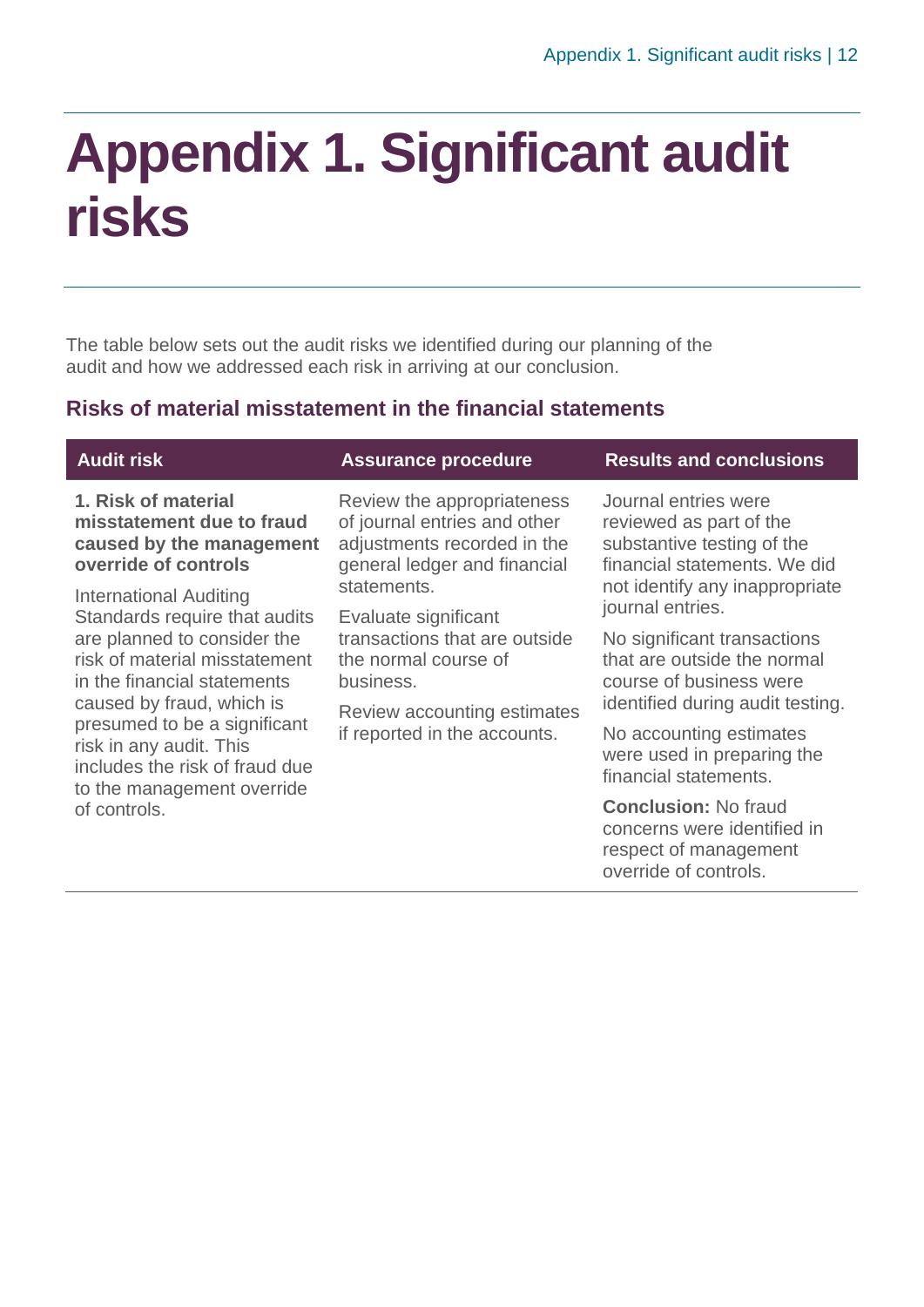# Appendix 1. Significant audit risks

The table below sets out the audit risks we identified during our planning of the audit and how we addressed each risk in arriving at our conclusion.

## Risks of material misstatement in the financial statements

| Audit risk | Assurance procedure | Results and conclusions |
| --- | --- | --- |
| **1. Risk of material misstatement due to fraud caused by the management override of controls**<br><br>International Auditing Standards require that audits are planned to consider the risk of material misstatement in the financial statements caused by fraud, which is presumed to be a significant risk in any audit. This includes the risk of fraud due to the management override of controls. | Review the appropriateness of journal entries and other adjustments recorded in the general ledger and financial statements.<br><br>Evaluate significant transactions that are outside the normal course of business.<br><br>Review accounting estimates if reported in the accounts. | Journal entries were reviewed as part of the substantive testing of the financial statements. We did not identify any inappropriate journal entries.<br><br>No significant transactions that are outside the normal course of business were identified during audit testing.<br><br>No accounting estimates were used in preparing the financial statements.<br><br>**Conclusion:** No fraud concerns were identified in respect of management override of controls. |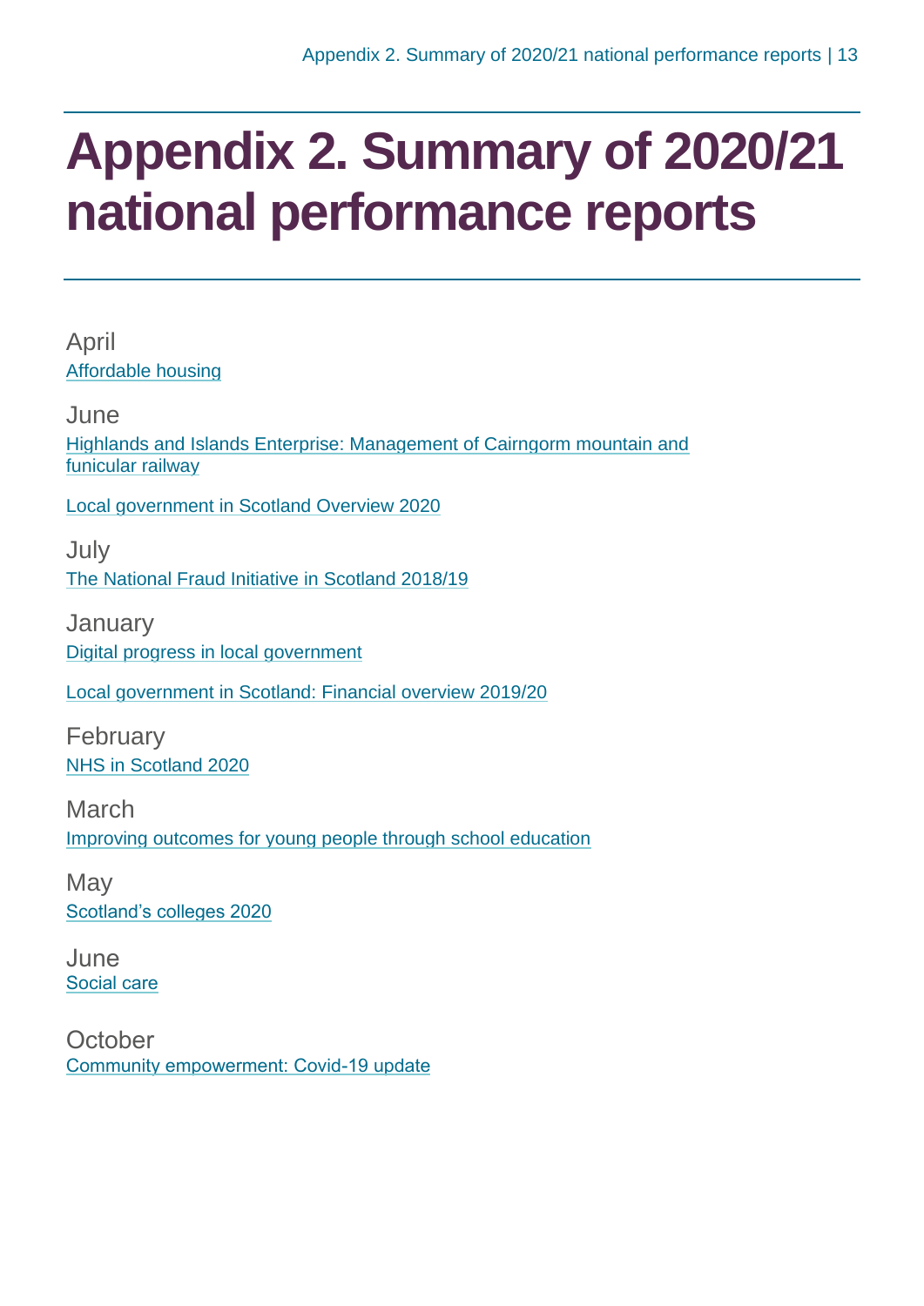# Appendix 2. Summary of 2020/21 national performance reports

April

Affordable housing

June

Highlands and Islands Enterprise: Management of Cairngorm mountain and funicular railway

Local government in Scotland Overview 2020

July

The National Fraud Initiative in Scotland 2018/19

January

Digital progress in local government

Local government in Scotland: Financial overview 2019/20

February

NHS in Scotland 2020

March

Improving outcomes for young people through school education

May

Scotland's colleges 2020

June

Social care

October

Community empowerment: Covid-19 update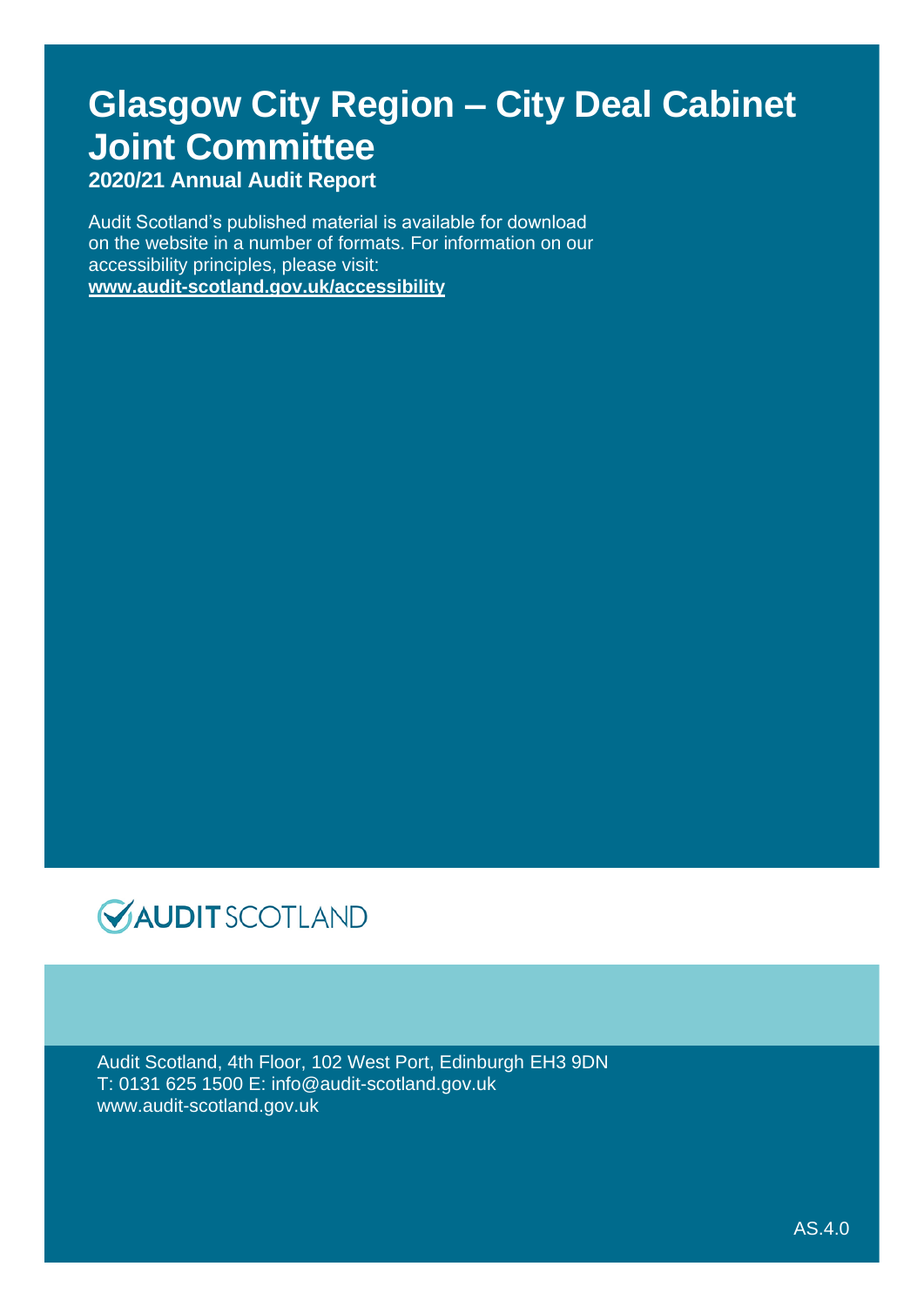# Glasgow City Region – City Deal Cabinet Joint Committee

**2020/21 Annual Audit Report**

Audit Scotland's published material is available for download on the website in a number of formats. For information on our accessibility principles, please visit:
**www.audit-scotland.gov.uk/accessibility**

AUDIT SCOTLAND

Audit Scotland, 4th Floor, 102 West Port, Edinburgh EH3 9DN
T: 0131 625 1500 E: info@audit-scotland.gov.uk
www.audit-scotland.gov.uk

AS.4.0